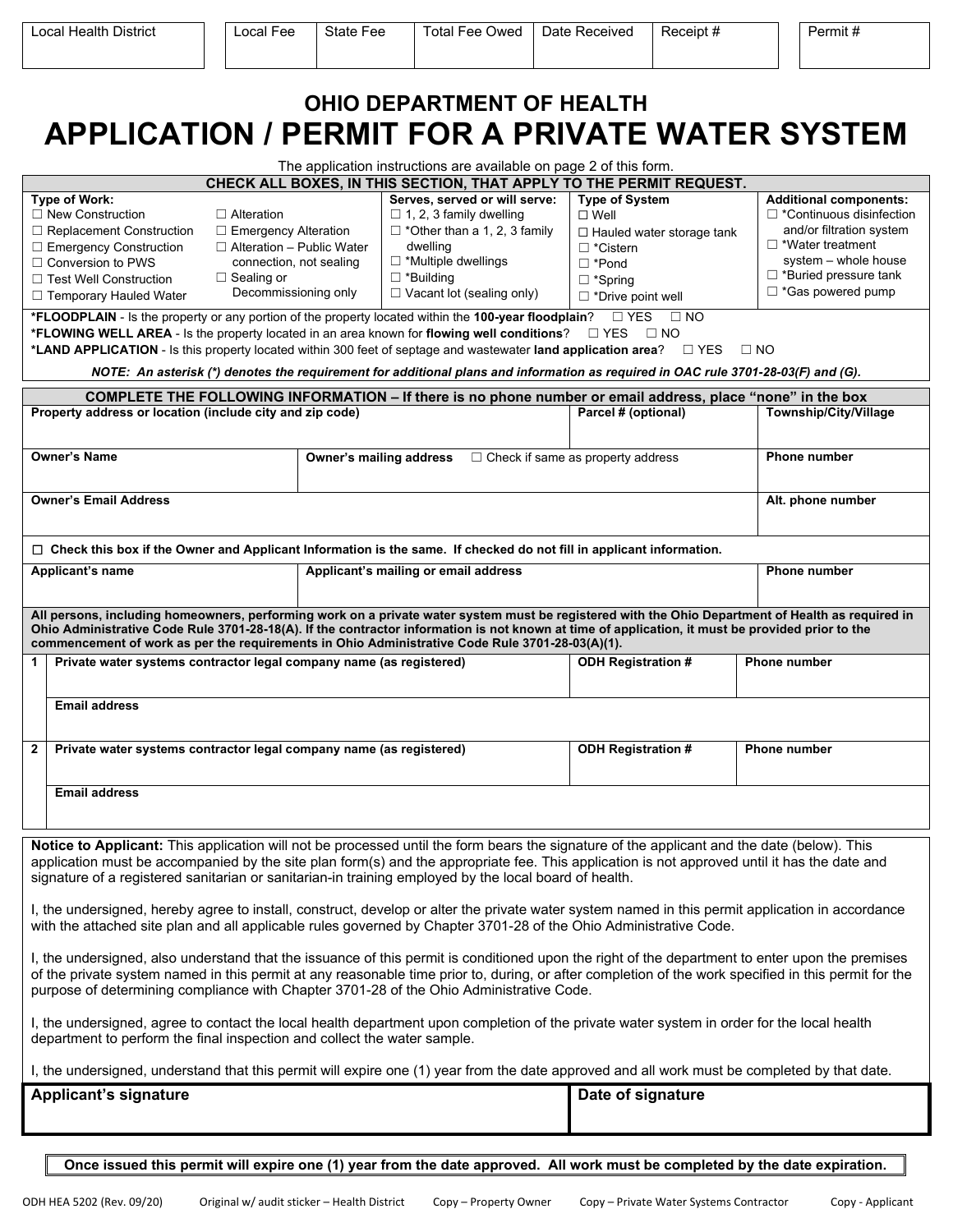| Local Health District | Local Fee | State Fee | Total Fee Owed | Date Received | Receipt # | Permit # |
|---|---|---|---|---|---|---|
| | | | | | | |

# OHIO DEPARTMENT OF HEALTH

# APPLICATION / PERMIT FOR A PRIVATE WATER SYSTEM

The application instructions are available on page 2 of this form.

**CHECK ALL BOXES, IN THIS SECTION, THAT APPLY TO THE PERMIT REQUEST.**

| **Type of Work:** | | **Serves, served or will serve:** | **Type of System** | **Additional components:** |
|---|---|---|---|---|
| ☐ New Construction | ☐ Alteration | ☐ 1, 2, 3 family dwelling | ☐ Well | ☐ *Continuous disinfection and/or filtration system |
| ☐ Replacement Construction | ☐ Emergency Alteration | ☐ *Other than a 1, 2, 3 family dwelling | ☐ Hauled water storage tank | ☐ *Water treatment system – whole house |
| ☐ Emergency Construction | ☐ Alteration – Public Water connection, not sealing | ☐ *Multiple dwellings | ☐ *Cistern | ☐ *Buried pressure tank |
| ☐ Conversion to PWS | ☐ Sealing or Decommissioning only | ☐ *Building | ☐ *Pond | ☐ *Gas powered pump |
| ☐ Test Well Construction | | ☐ Vacant lot (sealing only) | ☐ *Spring | |
| ☐ Temporary Hauled Water | | | ☐ *Drive point well | |

***FLOODPLAIN** - Is the property or any portion of the property located within the **100-year floodplain**? ☐ YES ☐ NO

***FLOWING WELL AREA** - Is the property located in an area known for **flowing well conditions**? ☐ YES ☐ NO

***LAND APPLICATION** - Is this property located within 300 feet of septage and wastewater **land application area**? ☐ YES ☐ NO

***NOTE: An asterisk (*) denotes the requirement for additional plans and information as required in OAC rule 3701-28-03(F) and (G).***

**COMPLETE THE FOLLOWING INFORMATION – If there is no phone number or email address, place "none" in the box**

| **Property address or location (include city and zip code)** | | **Parcel # (optional)** | **Township/City/Village** |
|---|---|---|---|
| **Owner's Name** | **Owner's mailing address** ☐ Check if same as property address | | **Phone number** |
| **Owner's Email Address** | | | **Alt. phone number** |

☐ **Check this box if the Owner and Applicant Information is the same. If checked do not fill in applicant information.**

| **Applicant's name** | **Applicant's mailing or email address** | **Phone number** |
|---|---|---|
| | | |

**All persons, including homeowners, performing work on a private water system must be registered with the Ohio Department of Health as required in Ohio Administrative Code Rule 3701-28-18(A). If the contractor information is not known at time of application, it must be provided prior to the commencement of work as per the requirements in Ohio Administrative Code Rule 3701-28-03(A)(1).**

| | **Private water systems contractor legal company name (as registered)** | **ODH Registration #** | **Phone number** |
|---|---|---|---|
| 1 | | | |
| | **Email address** | | |
| 2 | | | |
| | **Email address** | | |

**Notice to Applicant:** This application will not be processed until the form bears the signature of the applicant and the date (below). This application must be accompanied by the site plan form(s) and the appropriate fee. This application is not approved until it has the date and signature of a registered sanitarian or sanitarian-in training employed by the local board of health.

I, the undersigned, hereby agree to install, construct, develop or alter the private water system named in this permit application in accordance with the attached site plan and all applicable rules governed by Chapter 3701-28 of the Ohio Administrative Code.

I, the undersigned, also understand that the issuance of this permit is conditioned upon the right of the department to enter upon the premises of the private system named in this permit at any reasonable time prior to, during, or after completion of the work specified in this permit for the purpose of determining compliance with Chapter 3701-28 of the Ohio Administrative Code.

I, the undersigned, agree to contact the local health department upon completion of the private water system in order for the local health department to perform the final inspection and collect the water sample.

I, the undersigned, understand that this permit will expire one (1) year from the date approved and all work must be completed by that date.

| **Applicant's signature** | **Date of signature** |
|---|---|
| | |

**Once issued this permit will expire one (1) year from the date approved. All work must be completed by the date expiration.**

ODH HEA 5202 (Rev. 09/20) Original w/ audit sticker – Health District Copy – Property Owner Copy – Private Water Systems Contractor Copy - Applicant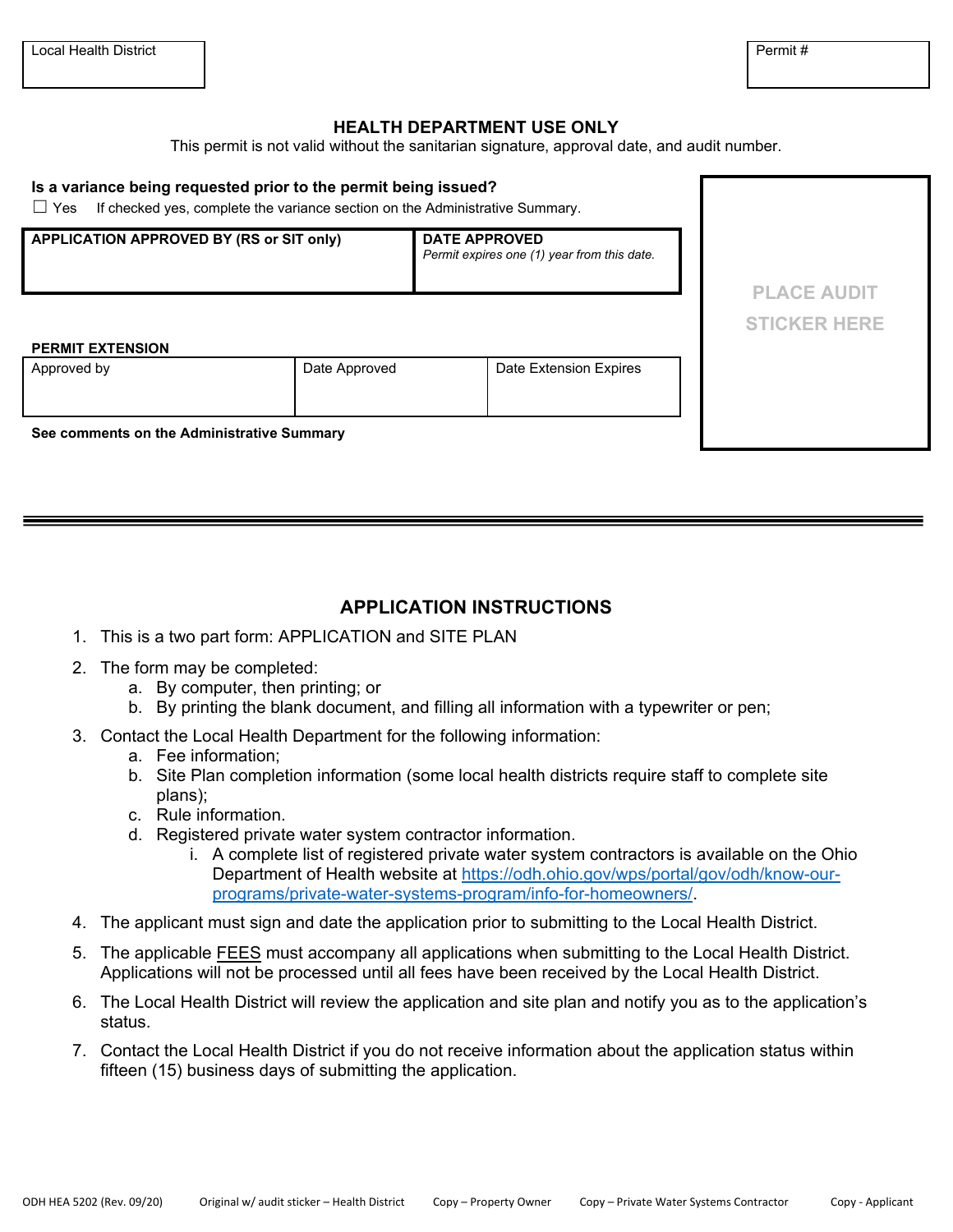| Local Health District | Permit # |
| --- | --- |
| | |

## HEALTH DEPARTMENT USE ONLY

This permit is not valid without the sanitarian signature, approval date, and audit number.

**Is a variance being requested prior to the permit being issued?**

☐ Yes  If checked yes, complete the variance section on the Administrative Summary.

| **APPLICATION APPROVED BY (RS or SIT only)** | **DATE APPROVED** *Permit expires one (1) year from this date.* |
| --- | --- |
| | |

**PERMIT EXTENSION**

| Approved by | Date Approved | Date Extension Expires |
| --- | --- | --- |
| | | |

**See comments on the Administrative Summary**

PLACE AUDIT STICKER HERE

---

## APPLICATION INSTRUCTIONS

1. This is a two part form: APPLICATION and SITE PLAN
2. The form may be completed:
   a. By computer, then printing; or
   b. By printing the blank document, and filling all information with a typewriter or pen;
3. Contact the Local Health Department for the following information:
   a. Fee information;
   b. Site Plan completion information (some local health districts require staff to complete site plans);
   c. Rule information.
   d. Registered private water system contractor information.
      i. A complete list of registered private water system contractors is available on the Ohio Department of Health website at https://odh.ohio.gov/wps/portal/gov/odh/know-our-programs/private-water-systems-program/info-for-homeowners/.
4. The applicant must sign and date the application prior to submitting to the Local Health District.
5. The applicable FEES must accompany all applications when submitting to the Local Health District. Applications will not be processed until all fees have been received by the Local Health District.
6. The Local Health District will review the application and site plan and notify you as to the application's status.
7. Contact the Local Health District if you do not receive information about the application status within fifteen (15) business days of submitting the application.

ODH HEA 5202 (Rev. 09/20)  Original w/ audit sticker – Health District  Copy – Property Owner  Copy – Private Water Systems Contractor  Copy - Applicant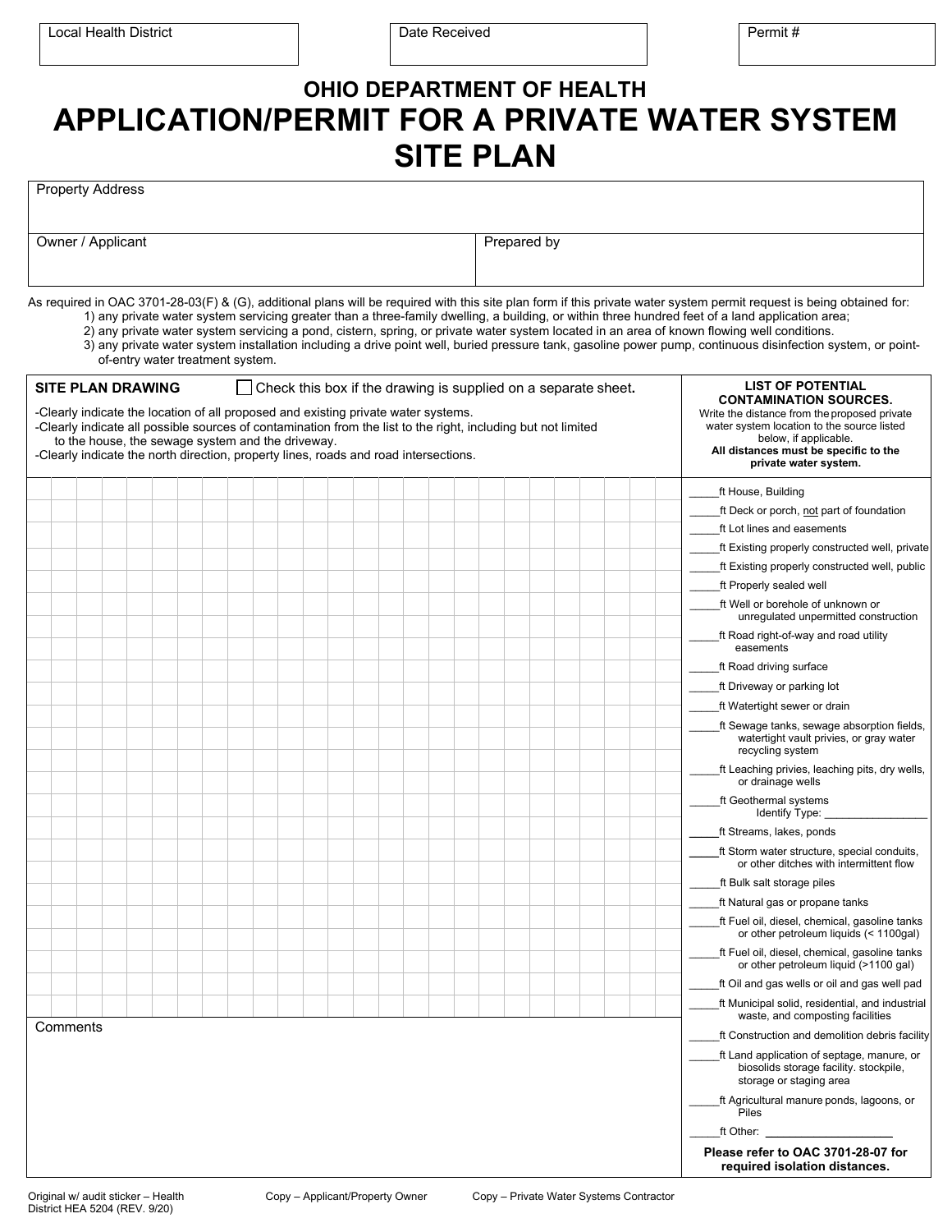| Local Health District | Date Received | Permit # |
|---|---|---|
| | | |

# OHIO DEPARTMENT OF HEALTH

# APPLICATION/PERMIT FOR A PRIVATE WATER SYSTEM SITE PLAN

| Property Address | |
|---|---|
| Owner / Applicant | Prepared by |

As required in OAC 3701-28-03(F) & (G), additional plans will be required with this site plan form if this private water system permit request is being obtained for:

1) any private water system servicing greater than a three-family dwelling, a building, or within three hundred feet of a land application area;
2) any private water system servicing a pond, cistern, spring, or private water system located in an area of known flowing well conditions.
3) any private water system installation including a drive point well, buried pressure tank, gasoline power pump, continuous disinfection system, or point-of-entry water treatment system.

## SITE PLAN DRAWING

☐ Check this box if the drawing is supplied on a separate sheet.

- Clearly indicate the location of all proposed and existing private water systems.
- Clearly indicate all possible sources of contamination from the list to the right, including but not limited to the house, the sewage system and the driveway.
- Clearly indicate the north direction, property lines, roads and road intersections.

Comments

## LIST OF POTENTIAL CONTAMINATION SOURCES.

Write the distance from the proposed private water system location to the source listed below, if applicable.
**All distances must be specific to the private water system.**

_____ft House, Building
_____ft Deck or porch, not part of foundation
_____ft Lot lines and easements
_____ft Existing properly constructed well, private
_____ft Existing properly constructed well, public
_____ft Properly sealed well
_____ft Well or borehole of unknown or unregulated unpermitted construction
_____ft Road right-of-way and road utility easements
_____ft Road driving surface
_____ft Driveway or parking lot
_____ft Watertight sewer or drain
_____ft Sewage tanks, sewage absorption fields, watertight vault privies, or gray water recycling system
_____ft Leaching privies, leaching pits, dry wells, or drainage wells
_____ft Geothermal systems Identify Type: _________________
_____ft Streams, lakes, ponds
_____ft Storm water structure, special conduits, or other ditches with intermittent flow
_____ft Bulk salt storage piles
_____ft Natural gas or propane tanks
_____ft Fuel oil, diesel, chemical, gasoline tanks or other petroleum liquids (< 1100gal)
_____ft Fuel oil, diesel, chemical, gasoline tanks or other petroleum liquid (>1100 gal)
_____ft Oil and gas wells or oil and gas well pad
_____ft Municipal solid, residential, and industrial waste, and composting facilities
_____ft Construction and demolition debris facility
_____ft Land application of septage, manure, or biosolids storage facility. stockpile, storage or staging area
_____ft Agricultural manure ponds, lagoons, or Piles
_____ft Other: ____________________

**Please refer to OAC 3701-28-07 for required isolation distances.**

Original w/ audit sticker – Health District HEA 5204 (REV. 9/20) Copy – Applicant/Property Owner Copy – Private Water Systems Contractor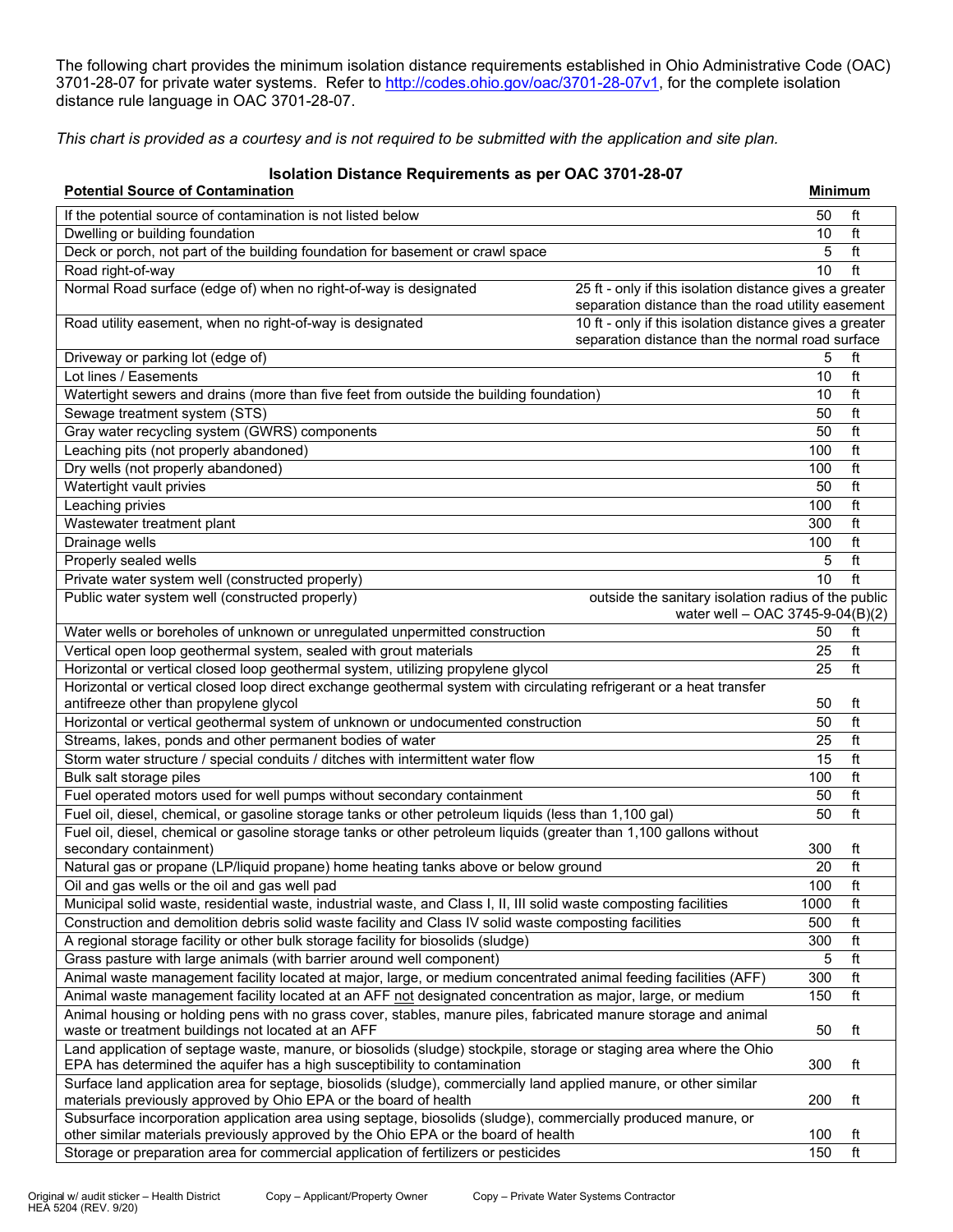The following chart provides the minimum isolation distance requirements established in Ohio Administrative Code (OAC) 3701-28-07 for private water systems. Refer to http://codes.ohio.gov/oac/3701-28-07v1, for the complete isolation distance rule language in OAC 3701-28-07.

*This chart is provided as a courtesy and is not required to be submitted with the application and site plan.*

## Isolation Distance Requirements as per OAC 3701-28-07

| Potential Source of Contamination | Minimum |
|---|---|
| If the potential source of contamination is not listed below | 50 ft |
| Dwelling or building foundation | 10 ft |
| Deck or porch, not part of the building foundation for basement or crawl space | 5 ft |
| Road right-of-way | 10 ft |
| Normal Road surface (edge of) when no right-of-way is designated | 25 ft - only if this isolation distance gives a greater separation distance than the road utility easement |
| Road utility easement, when no right-of-way is designated | 10 ft - only if this isolation distance gives a greater separation distance than the normal road surface |
| Driveway or parking lot (edge of) | 5 ft |
| Lot lines / Easements | 10 ft |
| Watertight sewers and drains (more than five feet from outside the building foundation) | 10 ft |
| Sewage treatment system (STS) | 50 ft |
| Gray water recycling system (GWRS) components | 50 ft |
| Leaching pits (not properly abandoned) | 100 ft |
| Dry wells (not properly abandoned) | 100 ft |
| Watertight vault privies | 50 ft |
| Leaching privies | 100 ft |
| Wastewater treatment plant | 300 ft |
| Drainage wells | 100 ft |
| Properly sealed wells | 5 ft |
| Private water system well (constructed properly) | 10 ft |
| Public water system well (constructed properly) | outside the sanitary isolation radius of the public water well – OAC 3745-9-04(B)(2) |
| Water wells or boreholes of unknown or unregulated unpermitted construction | 50 ft |
| Vertical open loop geothermal system, sealed with grout materials | 25 ft |
| Horizontal or vertical closed loop geothermal system, utilizing propylene glycol | 25 ft |
| Horizontal or vertical closed loop direct exchange geothermal system with circulating refrigerant or a heat transfer antifreeze other than propylene glycol | 50 ft |
| Horizontal or vertical geothermal system of unknown or undocumented construction | 50 ft |
| Streams, lakes, ponds and other permanent bodies of water | 25 ft |
| Storm water structure / special conduits / ditches with intermittent water flow | 15 ft |
| Bulk salt storage piles | 100 ft |
| Fuel operated motors used for well pumps without secondary containment | 50 ft |
| Fuel oil, diesel, chemical, or gasoline storage tanks or other petroleum liquids (less than 1,100 gal) | 50 ft |
| Fuel oil, diesel, chemical or gasoline storage tanks or other petroleum liquids (greater than 1,100 gallons without secondary containment) | 300 ft |
| Natural gas or propane (LP/liquid propane) home heating tanks above or below ground | 20 ft |
| Oil and gas wells or the oil and gas well pad | 100 ft |
| Municipal solid waste, residential waste, industrial waste, and Class I, II, III solid waste composting facilities | 1000 ft |
| Construction and demolition debris solid waste facility and Class IV solid waste composting facilities | 500 ft |
| A regional storage facility or other bulk storage facility for biosolids (sludge) | 300 ft |
| Grass pasture with large animals (with barrier around well component) | 5 ft |
| Animal waste management facility located at major, large, or medium concentrated animal feeding facilities (AFF) | 300 ft |
| Animal waste management facility located at an AFF <u>not</u> designated concentration as major, large, or medium | 150 ft |
| Animal housing or holding pens with no grass cover, stables, manure piles, fabricated manure storage and animal waste or treatment buildings not located at an AFF | 50 ft |
| Land application of septage waste, manure, or biosolids (sludge) stockpile, storage or staging area where the Ohio EPA has determined the aquifer has a high susceptibility to contamination | 300 ft |
| Surface land application area for septage, biosolids (sludge), commercially land applied manure, or other similar materials previously approved by Ohio EPA or the board of health | 200 ft |
| Subsurface incorporation application area using septage, biosolids (sludge), commercially produced manure, or other similar materials previously approved by the Ohio EPA or the board of health | 100 ft |
| Storage or preparation area for commercial application of fertilizers or pesticides | 150 ft |

Original w/ audit sticker – Health District    Copy – Applicant/Property Owner    Copy – Private Water Systems Contractor
HEA 5204 (REV. 9/20)